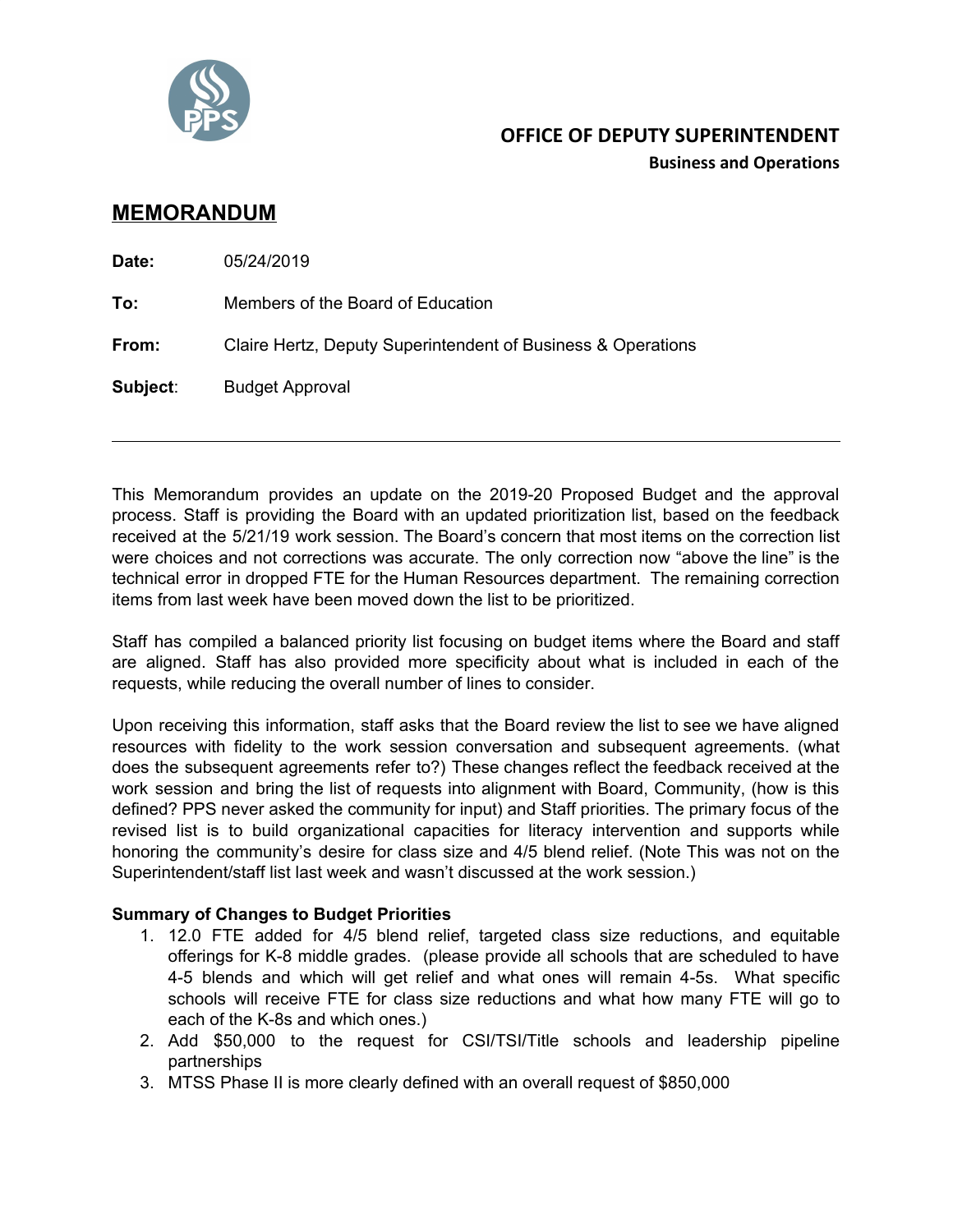**OFFICE OF DEPUTY SUPERINTENDENT**
**Business and Operations**

## MEMORANDUM

**Date:** 05/24/2019

**To:** Members of the Board of Education

**From:** Claire Hertz, Deputy Superintendent of Business & Operations

**Subject**: Budget Approval

---

This Memorandum provides an update on the 2019-20 Proposed Budget and the approval process. Staff is providing the Board with an updated prioritization list, based on the feedback received at the 5/21/19 work session. The Board's concern that most items on the correction list were choices and not corrections was accurate. The only correction now "above the line" is the technical error in dropped FTE for the Human Resources department. The remaining correction items from last week have been moved down the list to be prioritized.

Staff has compiled a balanced priority list focusing on budget items where the Board and staff are aligned. Staff has also provided more specificity about what is included in each of the requests, while reducing the overall number of lines to consider.

Upon receiving this information, staff asks that the Board review the list to see we have aligned resources with fidelity to the work session conversation and subsequent agreements. (what does the subsequent agreements refer to?) These changes reflect the feedback received at the work session and bring the list of requests into alignment with Board, Community, (how is this defined? PPS never asked the community for input) and Staff priorities. The primary focus of the revised list is to build organizational capacities for literacy intervention and supports while honoring the community's desire for class size and 4/5 blend relief. (Note This was not on the Superintendent/staff list last week and wasn't discussed at the work session.)

**Summary of Changes to Budget Priorities**

1. 12.0 FTE added for 4/5 blend relief, targeted class size reductions, and equitable offerings for K-8 middle grades. (please provide all schools that are scheduled to have 4-5 blends and which will get relief and what ones will remain 4-5s. What specific schools will receive FTE for class size reductions and what how many FTE will go to each of the K-8s and which ones.)
2. Add $50,000 to the request for CSI/TSI/Title schools and leadership pipeline partnerships
3. MTSS Phase II is more clearly defined with an overall request of $850,000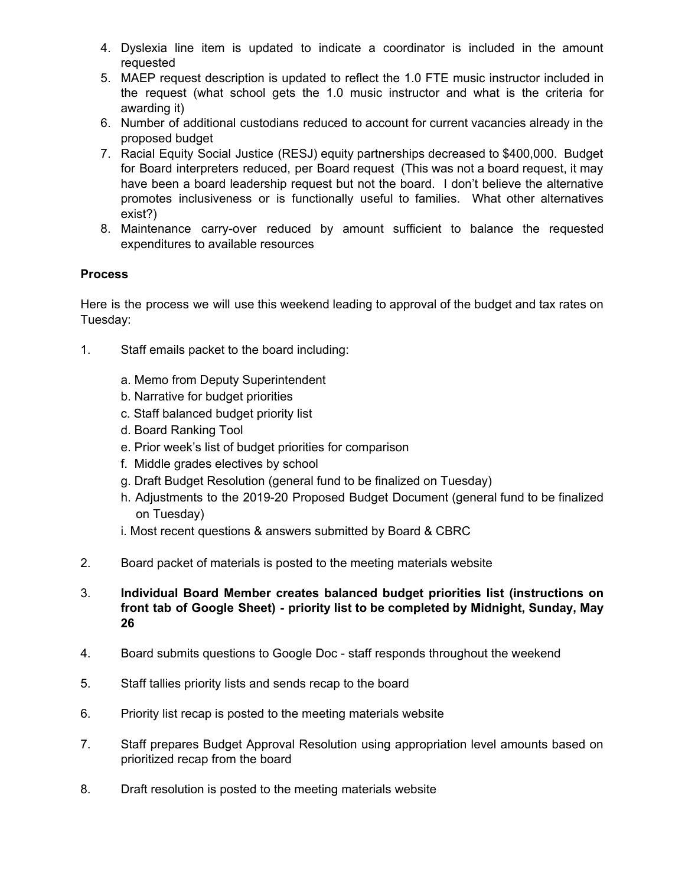4. Dyslexia line item is updated to indicate a coordinator is included in the amount requested
5. MAEP request description is updated to reflect the 1.0 FTE music instructor included in the request (what school gets the 1.0 music instructor and what is the criteria for awarding it)
6. Number of additional custodians reduced to account for current vacancies already in the proposed budget
7. Racial Equity Social Justice (RESJ) equity partnerships decreased to $400,000. Budget for Board interpreters reduced, per Board request (This was not a board request, it may have been a board leadership request but not the board. I don't believe the alternative promotes inclusiveness or is functionally useful to families. What other alternatives exist?)
8. Maintenance carry-over reduced by amount sufficient to balance the requested expenditures to available resources

**Process**

Here is the process we will use this weekend leading to approval of the budget and tax rates on Tuesday:

1. Staff emails packet to the board including:

   a. Memo from Deputy Superintendent
   b. Narrative for budget priorities
   c. Staff balanced budget priority list
   d. Board Ranking Tool
   e. Prior week's list of budget priorities for comparison
   f. Middle grades electives by school
   g. Draft Budget Resolution (general fund to be finalized on Tuesday)
   h. Adjustments to the 2019-20 Proposed Budget Document (general fund to be finalized on Tuesday)
   i. Most recent questions & answers submitted by Board & CBRC

2. Board packet of materials is posted to the meeting materials website

3. **Individual Board Member creates balanced budget priorities list (instructions on front tab of Google Sheet) - priority list to be completed by Midnight, Sunday, May 26**

4. Board submits questions to Google Doc - staff responds throughout the weekend

5. Staff tallies priority lists and sends recap to the board

6. Priority list recap is posted to the meeting materials website

7. Staff prepares Budget Approval Resolution using appropriation level amounts based on prioritized recap from the board

8. Draft resolution is posted to the meeting materials website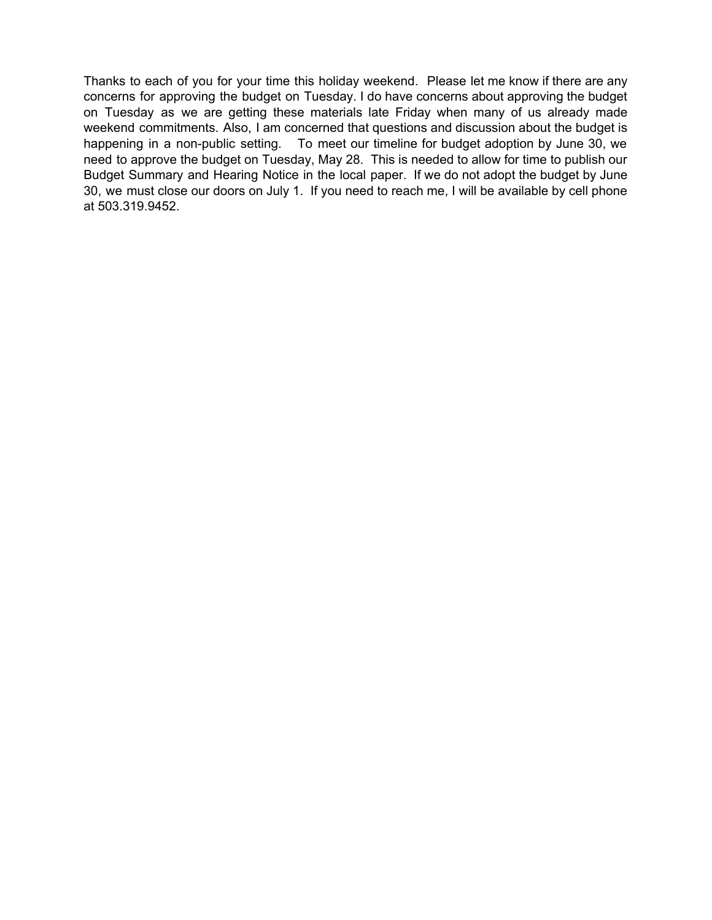Thanks to each of you for your time this holiday weekend. Please let me know if there are any concerns for approving the budget on Tuesday. I do have concerns about approving the budget on Tuesday as we are getting these materials late Friday when many of us already made weekend commitments. Also, I am concerned that questions and discussion about the budget is happening in a non-public setting. To meet our timeline for budget adoption by June 30, we need to approve the budget on Tuesday, May 28. This is needed to allow for time to publish our Budget Summary and Hearing Notice in the local paper. If we do not adopt the budget by June 30, we must close our doors on July 1. If you need to reach me, I will be available by cell phone at 503.319.9452.